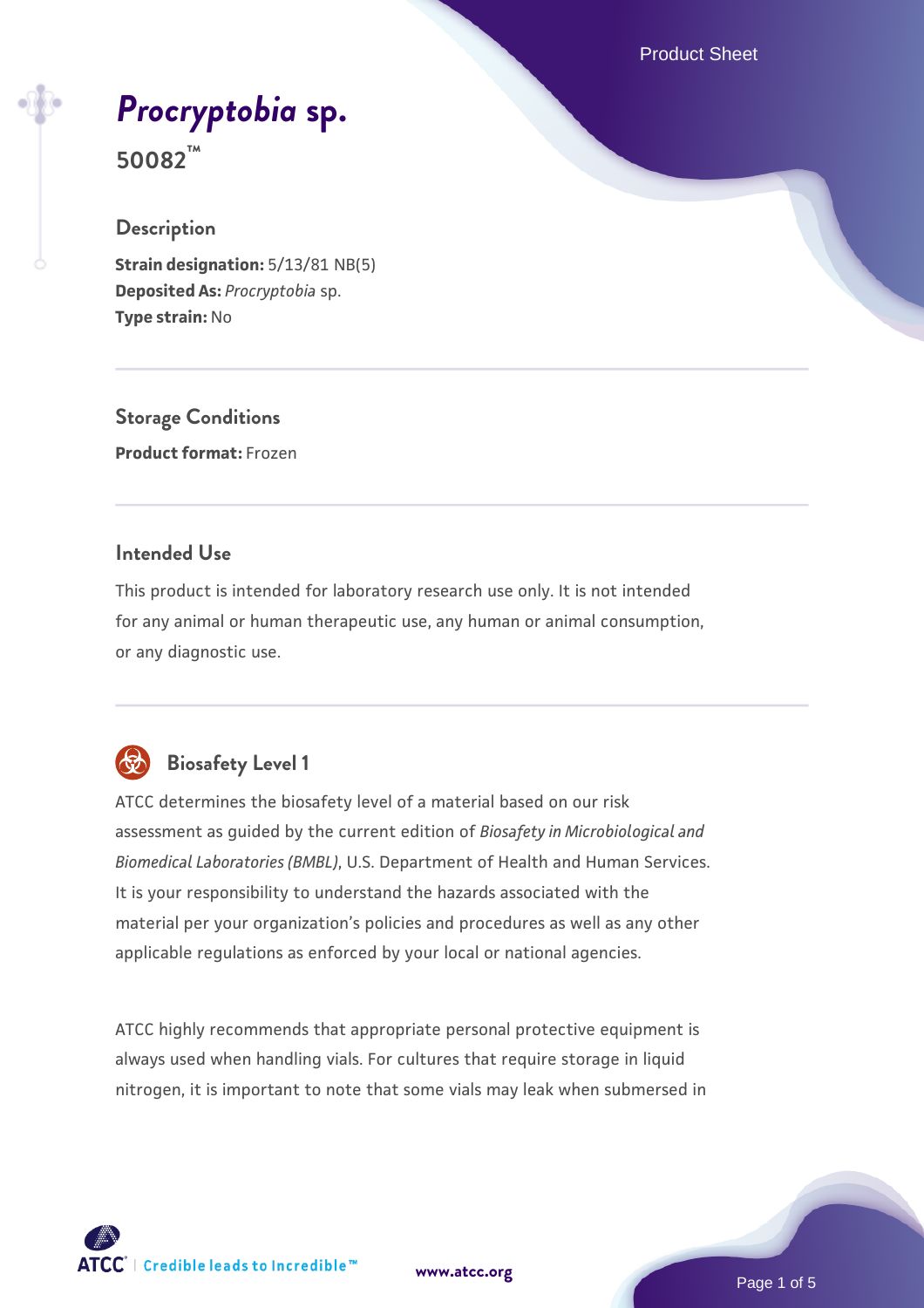# *Procryptobia* sp.

**50082™**

## Description

**Strain designation:** 5/13/81 NB(5)
**Deposited As:** *Procryptobia* sp.
**Type strain:** No

## Storage Conditions

**Product format:** Frozen

## Intended Use

This product is intended for laboratory research use only. It is not intended for any animal or human therapeutic use, any human or animal consumption, or any diagnostic use.

## Biosafety Level 1

ATCC determines the biosafety level of a material based on our risk assessment as guided by the current edition of *Biosafety in Microbiological and Biomedical Laboratories (BMBL)*, U.S. Department of Health and Human Services. It is your responsibility to understand the hazards associated with the material per your organization's policies and procedures as well as any other applicable regulations as enforced by your local or national agencies.

ATCC highly recommends that appropriate personal protective equipment is always used when handling vials. For cultures that require storage in liquid nitrogen, it is important to note that some vials may leak when submersed in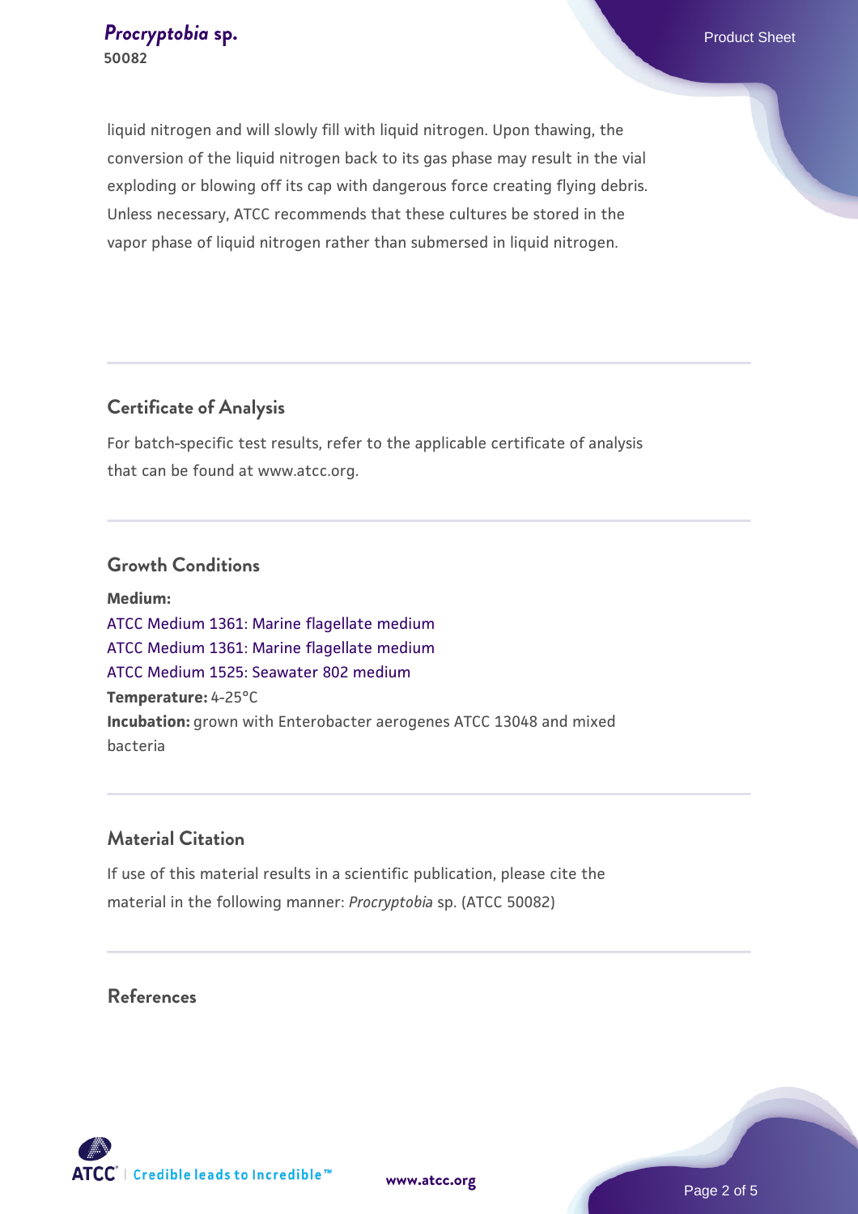liquid nitrogen and will slowly fill with liquid nitrogen. Upon thawing, the conversion of the liquid nitrogen back to its gas phase may result in the vial exploding or blowing off its cap with dangerous force creating flying debris. Unless necessary, ATCC recommends that these cultures be stored in the vapor phase of liquid nitrogen rather than submersed in liquid nitrogen.

## Certificate of Analysis

For batch-specific test results, refer to the applicable certificate of analysis that can be found at www.atcc.org.

## Growth Conditions

**Medium:**
ATCC Medium 1361: Marine flagellate medium
ATCC Medium 1361: Marine flagellate medium
ATCC Medium 1525: Seawater 802 medium
**Temperature:** 4-25°C
**Incubation:** grown with Enterobacter aerogenes ATCC 13048 and mixed bacteria

## Material Citation

If use of this material results in a scientific publication, please cite the material in the following manner: *Procryptobia* sp. (ATCC 50082)

## References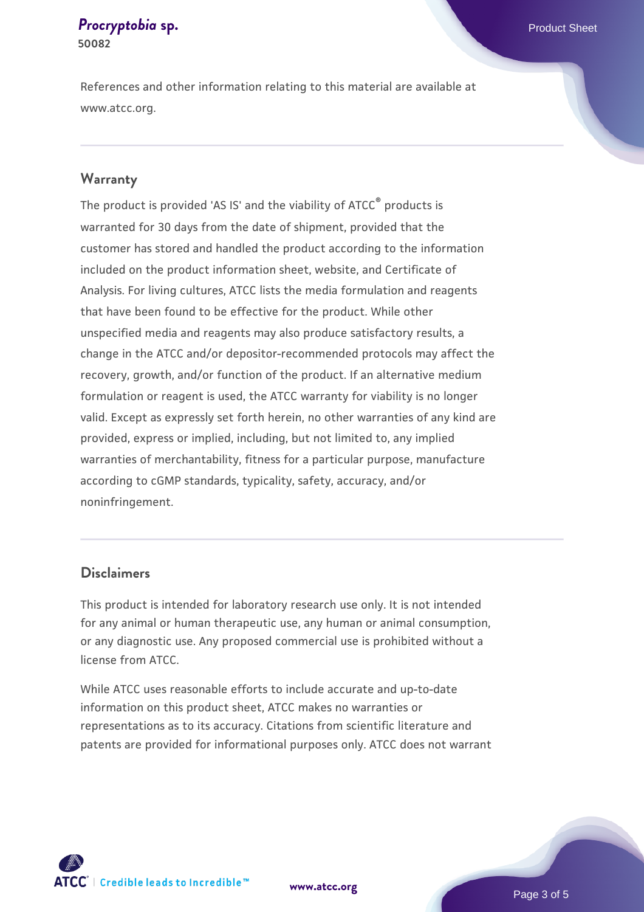References and other information relating to this material are available at www.atcc.org.

## Warranty

The product is provided 'AS IS' and the viability of ATCC® products is warranted for 30 days from the date of shipment, provided that the customer has stored and handled the product according to the information included on the product information sheet, website, and Certificate of Analysis. For living cultures, ATCC lists the media formulation and reagents that have been found to be effective for the product. While other unspecified media and reagents may also produce satisfactory results, a change in the ATCC and/or depositor-recommended protocols may affect the recovery, growth, and/or function of the product. If an alternative medium formulation or reagent is used, the ATCC warranty for viability is no longer valid. Except as expressly set forth herein, no other warranties of any kind are provided, express or implied, including, but not limited to, any implied warranties of merchantability, fitness for a particular purpose, manufacture according to cGMP standards, typicality, safety, accuracy, and/or noninfringement.

## Disclaimers

This product is intended for laboratory research use only. It is not intended for any animal or human therapeutic use, any human or animal consumption, or any diagnostic use. Any proposed commercial use is prohibited without a license from ATCC.

While ATCC uses reasonable efforts to include accurate and up-to-date information on this product sheet, ATCC makes no warranties or representations as to its accuracy. Citations from scientific literature and patents are provided for informational purposes only. ATCC does not warrant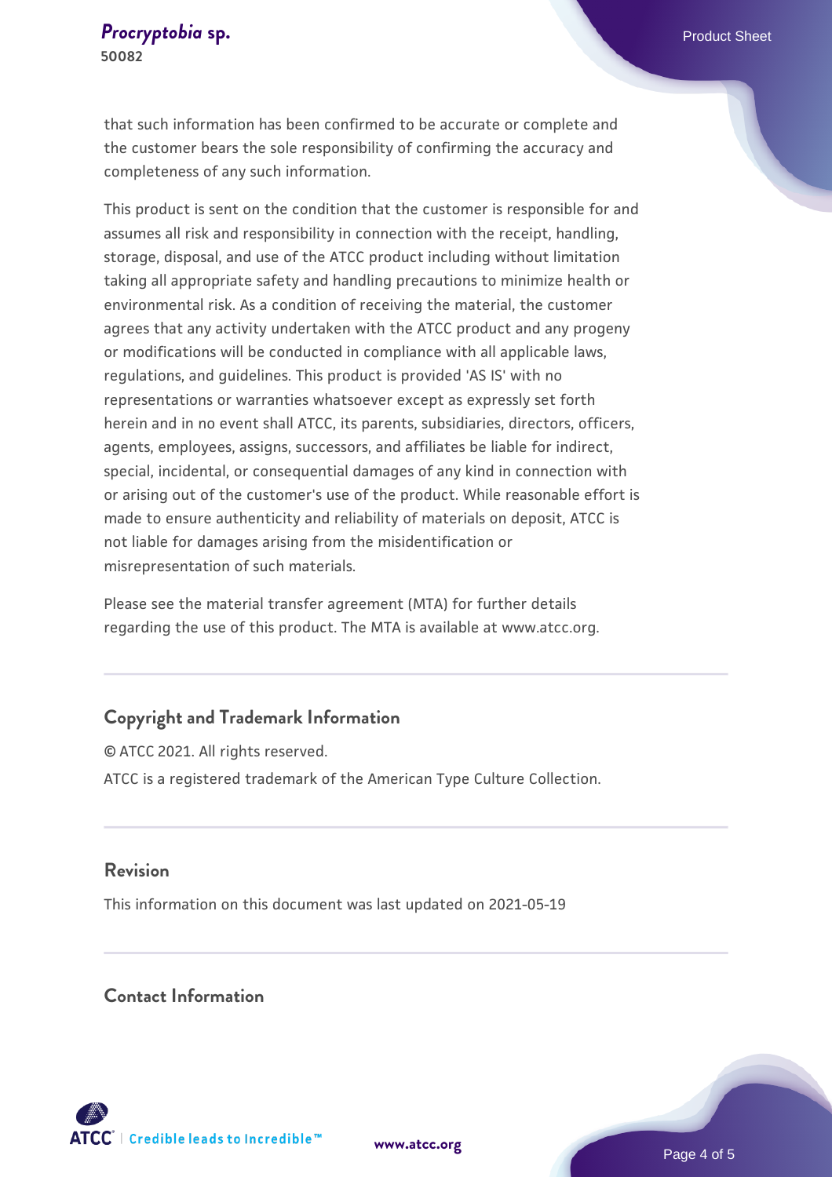that such information has been confirmed to be accurate or complete and the customer bears the sole responsibility of confirming the accuracy and completeness of any such information.

This product is sent on the condition that the customer is responsible for and assumes all risk and responsibility in connection with the receipt, handling, storage, disposal, and use of the ATCC product including without limitation taking all appropriate safety and handling precautions to minimize health or environmental risk. As a condition of receiving the material, the customer agrees that any activity undertaken with the ATCC product and any progeny or modifications will be conducted in compliance with all applicable laws, regulations, and guidelines. This product is provided 'AS IS' with no representations or warranties whatsoever except as expressly set forth herein and in no event shall ATCC, its parents, subsidiaries, directors, officers, agents, employees, assigns, successors, and affiliates be liable for indirect, special, incidental, or consequential damages of any kind in connection with or arising out of the customer's use of the product. While reasonable effort is made to ensure authenticity and reliability of materials on deposit, ATCC is not liable for damages arising from the misidentification or misrepresentation of such materials.

Please see the material transfer agreement (MTA) for further details regarding the use of this product. The MTA is available at www.atcc.org.

## Copyright and Trademark Information

© ATCC 2021. All rights reserved.

ATCC is a registered trademark of the American Type Culture Collection.

## Revision

This information on this document was last updated on 2021-05-19

## Contact Information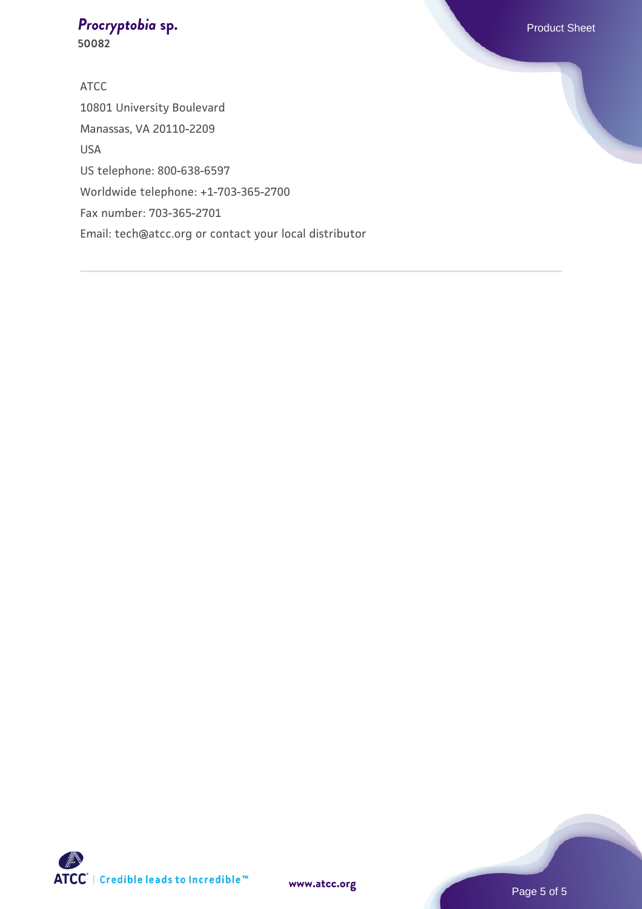ATCC

10801 University Boulevard

Manassas, VA 20110-2209

USA

US telephone: 800-638-6597

Worldwide telephone: +1-703-365-2700

Fax number: 703-365-2701

Email: tech@atcc.org or contact your local distributor